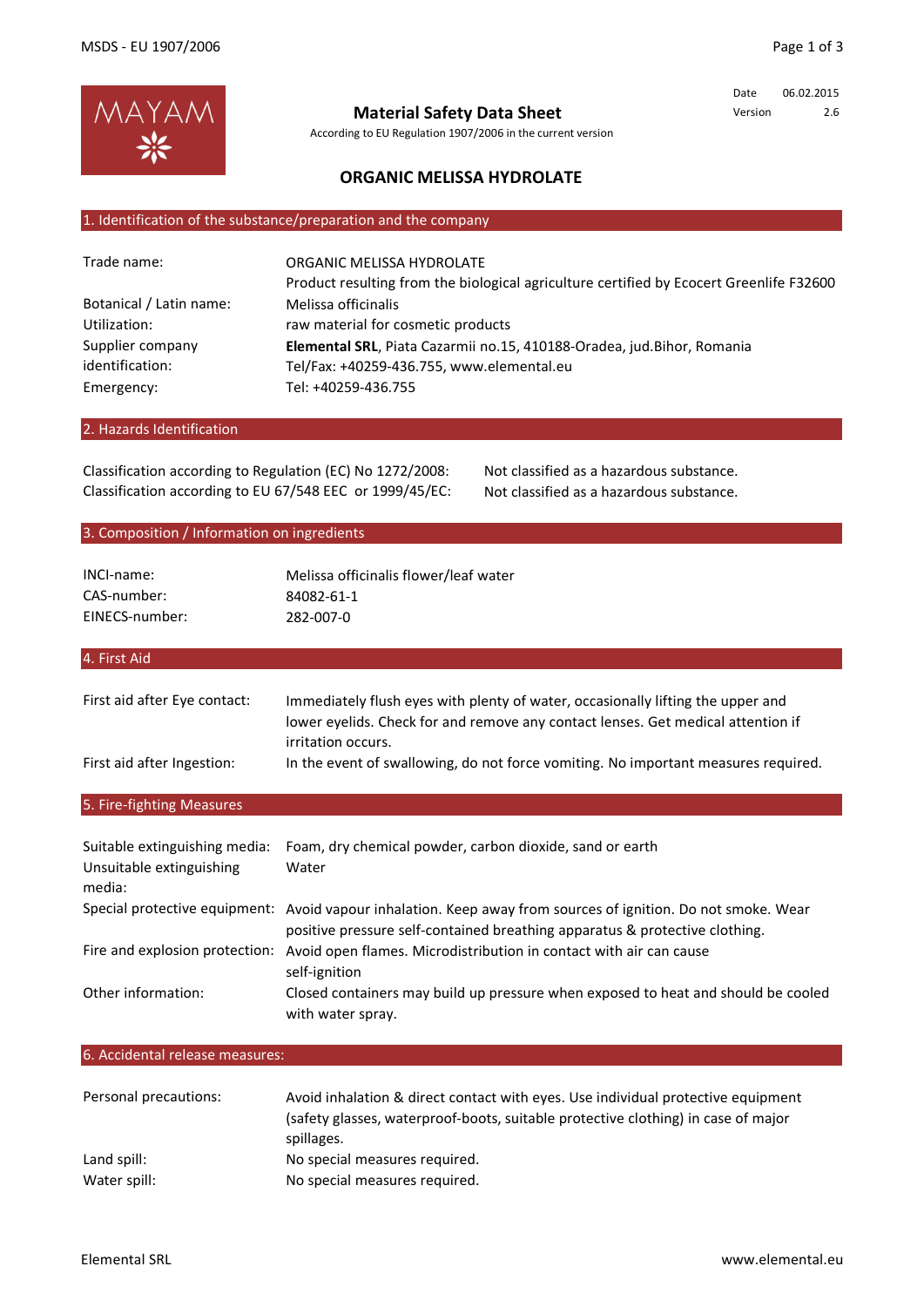MAYAM

# Material Safety Data Sheet

According to EU Regulation 1907/2006 in the current version

| | |
|---|---|
| Date | 06.02.2015 |
| Version | 2.6 |

## ORGANIC MELISSA HYDROLATE

### 1. Identification of the substance/preparation and the company

| | |
|---|---|
| Trade name: | ORGANIC MELISSA HYDROLATE<br>Product resulting from the biological agriculture certified by Ecocert Greenlife F32600 |
| Botanical / Latin name: | Melissa officinalis |
| Utilization: | raw material for cosmetic products |
| Supplier company identification: | **Elemental SRL**, Piata Cazarmii no.15, 410188-Oradea, jud.Bihor, Romania<br>Tel/Fax: +40259-436.755, www.elemental.eu |
| Emergency: | Tel: +40259-436.755 |

### 2. Hazards Identification

| | |
|---|---|
| Classification according to Regulation (EC) No 1272/2008: | Not classified as a hazardous substance. |
| Classification according to EU 67/548 EEC or 1999/45/EC: | Not classified as a hazardous substance. |

### 3. Composition / Information on ingredients

| | |
|---|---|
| INCI-name: | Melissa officinalis flower/leaf water |
| CAS-number: | 84082-61-1 |
| EINECS-number: | 282-007-0 |

### 4. First Aid

| | |
|---|---|
| First aid after Eye contact: | Immediately flush eyes with plenty of water, occasionally lifting the upper and lower eyelids. Check for and remove any contact lenses. Get medical attention if irritation occurs. |
| First aid after Ingestion: | In the event of swallowing, do not force vomiting. No important measures required. |

### 5. Fire-fighting Measures

| | |
|---|---|
| Suitable extinguishing media: | Foam, dry chemical powder, carbon dioxide, sand or earth |
| Unsuitable extinguishing media: | Water |
| Special protective equipment: | Avoid vapour inhalation. Keep away from sources of ignition. Do not smoke. Wear positive pressure self-contained breathing apparatus & protective clothing. |
| Fire and explosion protection: | Avoid open flames. Microdistribution in contact with air can cause self-ignition |
| Other information: | Closed containers may build up pressure when exposed to heat and should be cooled with water spray. |

### 6. Accidental release measures:

| | |
|---|---|
| Personal precautions: | Avoid inhalation & direct contact with eyes. Use individual protective equipment (safety glasses, waterproof-boots, suitable protective clothing) in case of major spillages. |
| Land spill: | No special measures required. |
| Water spill: | No special measures required. |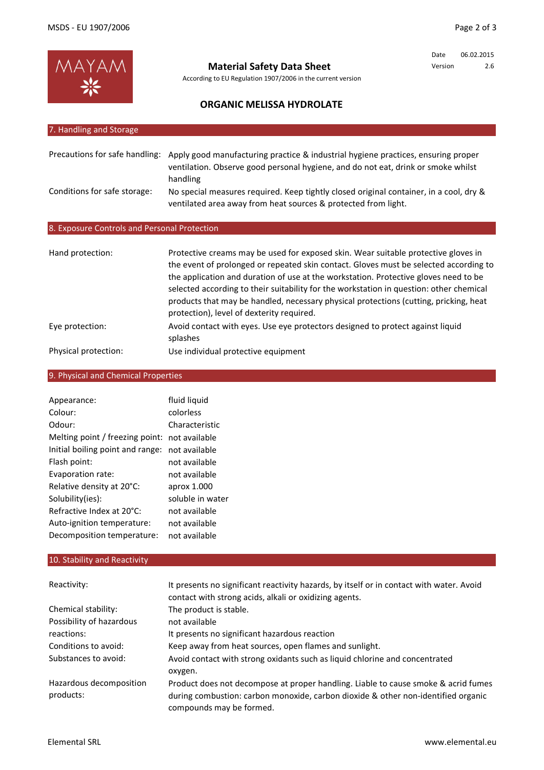# Material Safety Data Sheet

According to EU Regulation 1907/2006 in the current version

Date 06.02.2015
Version 2.6

## ORGANIC MELISSA HYDROLATE

## 7. Handling and Storage

| | |
|---|---|
| Precautions for safe handling: | Apply good manufacturing practice & industrial hygiene practices, ensuring proper ventilation. Observe good personal hygiene, and do not eat, drink or smoke whilst handling |
| Conditions for safe storage: | No special measures required. Keep tightly closed original container, in a cool, dry & ventilated area away from heat sources & protected from light. |

## 8. Exposure Controls and Personal Protection

| | |
|---|---|
| Hand protection: | Protective creams may be used for exposed skin. Wear suitable protective gloves in the event of prolonged or repeated skin contact. Gloves must be selected according to the application and duration of use at the workstation. Protective gloves need to be selected according to their suitability for the workstation in question: other chemical products that may be handled, necessary physical protections (cutting, pricking, heat protection), level of dexterity required. |
| Eye protection: | Avoid contact with eyes. Use eye protectors designed to protect against liquid splashes |
| Physical protection: | Use individual protective equipment |

## 9. Physical and Chemical Properties

| | |
|---|---|
| Appearance: | fluid liquid |
| Colour: | colorless |
| Odour: | Characteristic |
| Melting point / freezing point: | not available |
| Initial boiling point and range: | not available |
| Flash point: | not available |
| Evaporation rate: | not available |
| Relative density at 20°C: | aprox 1.000 |
| Solubility(ies): | soluble in water |
| Refractive Index at 20°C: | not available |
| Auto-ignition temperature: | not available |
| Decomposition temperature: | not available |

## 10. Stability and Reactivity

| | |
|---|---|
| Reactivity: | It presents no significant reactivity hazards, by itself or in contact with water. Avoid contact with strong acids, alkali or oxidizing agents. |
| Chemical stability: | The product is stable. |
| Possibility of hazardous reactions: | not available<br>It presents no significant hazardous reaction |
| Conditions to avoid: | Keep away from heat sources, open flames and sunlight. |
| Substances to avoid: | Avoid contact with strong oxidants such as liquid chlorine and concentrated oxygen. |
| Hazardous decomposition products: | Product does not decompose at proper handling. Liable to cause smoke & acrid fumes during combustion: carbon monoxide, carbon dioxide & other non-identified organic compounds may be formed. |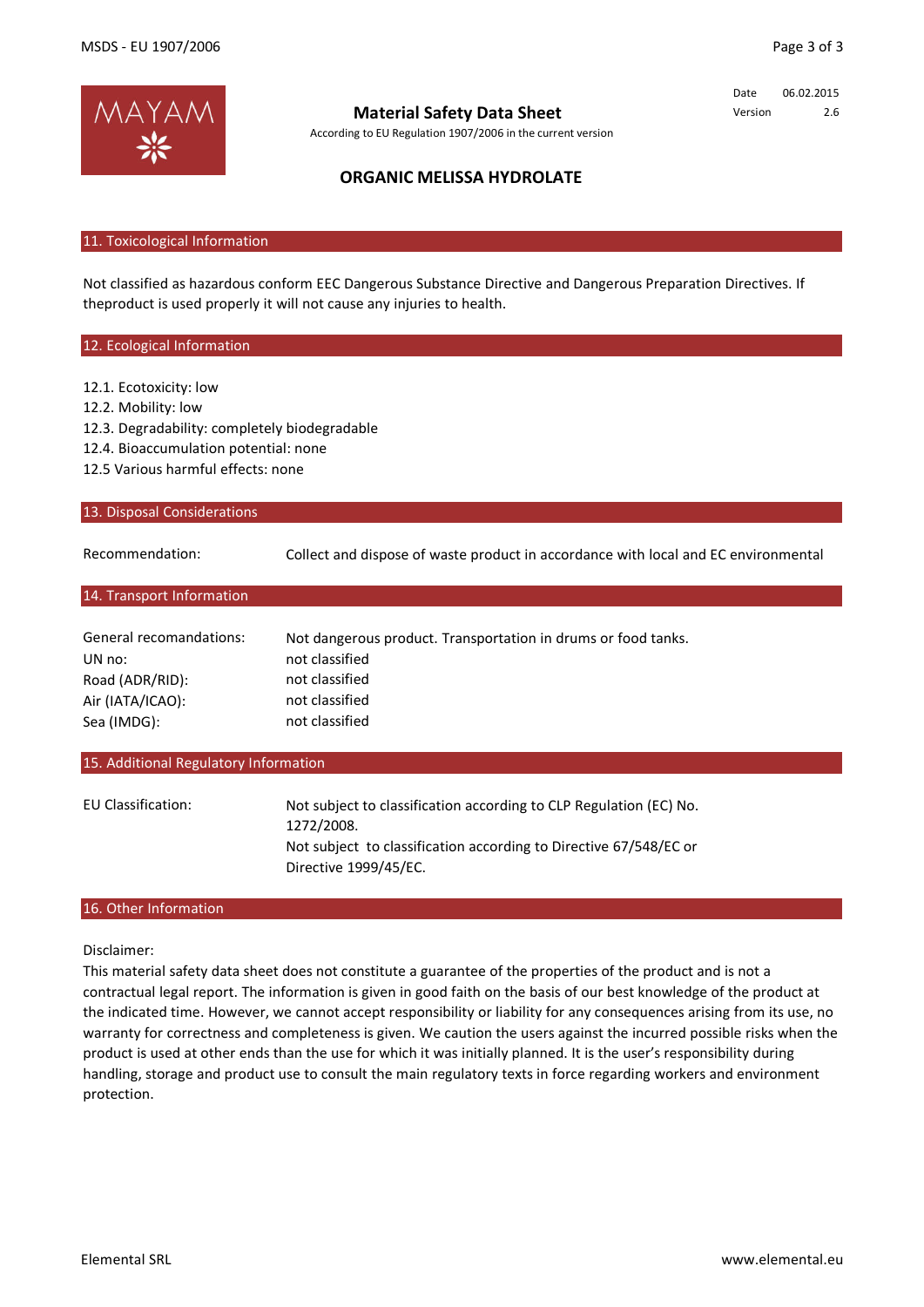**Material Safety Data Sheet**

According to EU Regulation 1907/2006 in the current version

Date 06.02.2015
Version 2.6

## ORGANIC MELISSA HYDROLATE

## 11. Toxicological Information

Not classified as hazardous conform EEC Dangerous Substance Directive and Dangerous Preparation Directives. If theproduct is used properly it will not cause any injuries to health.

## 12. Ecological Information

12.1. Ecotoxicity: low
12.2. Mobility: low
12.3. Degradability: completely biodegradable
12.4. Bioaccumulation potential: none
12.5 Various harmful effects: none

## 13. Disposal Considerations

| | |
|---|---|
| Recommendation: | Collect and dispose of waste product in accordance with local and EC environmental |

## 14. Transport Information

| | |
|---|---|
| General recomandations: | Not dangerous product. Transportation in drums or food tanks. |
| UN no: | not classified |
| Road (ADR/RID): | not classified |
| Air (IATA/ICAO): | not classified |
| Sea (IMDG): | not classified |

## 15. Additional Regulatory Information

| | |
|---|---|
| EU Classification: | Not subject to classification according to CLP Regulation (EC) No. 1272/2008. Not subject to classification according to Directive 67/548/EC or Directive 1999/45/EC. |

## 16. Other Information

Disclaimer:
This material safety data sheet does not constitute a guarantee of the properties of the product and is not a contractual legal report. The information is given in good faith on the basis of our best knowledge of the product at the indicated time. However, we cannot accept responsibility or liability for any consequences arising from its use, no warranty for correctness and completeness is given. We caution the users against the incurred possible risks when the product is used at other ends than the use for which it was initially planned. It is the user's responsibility during handling, storage and product use to consult the main regulatory texts in force regarding workers and environment protection.